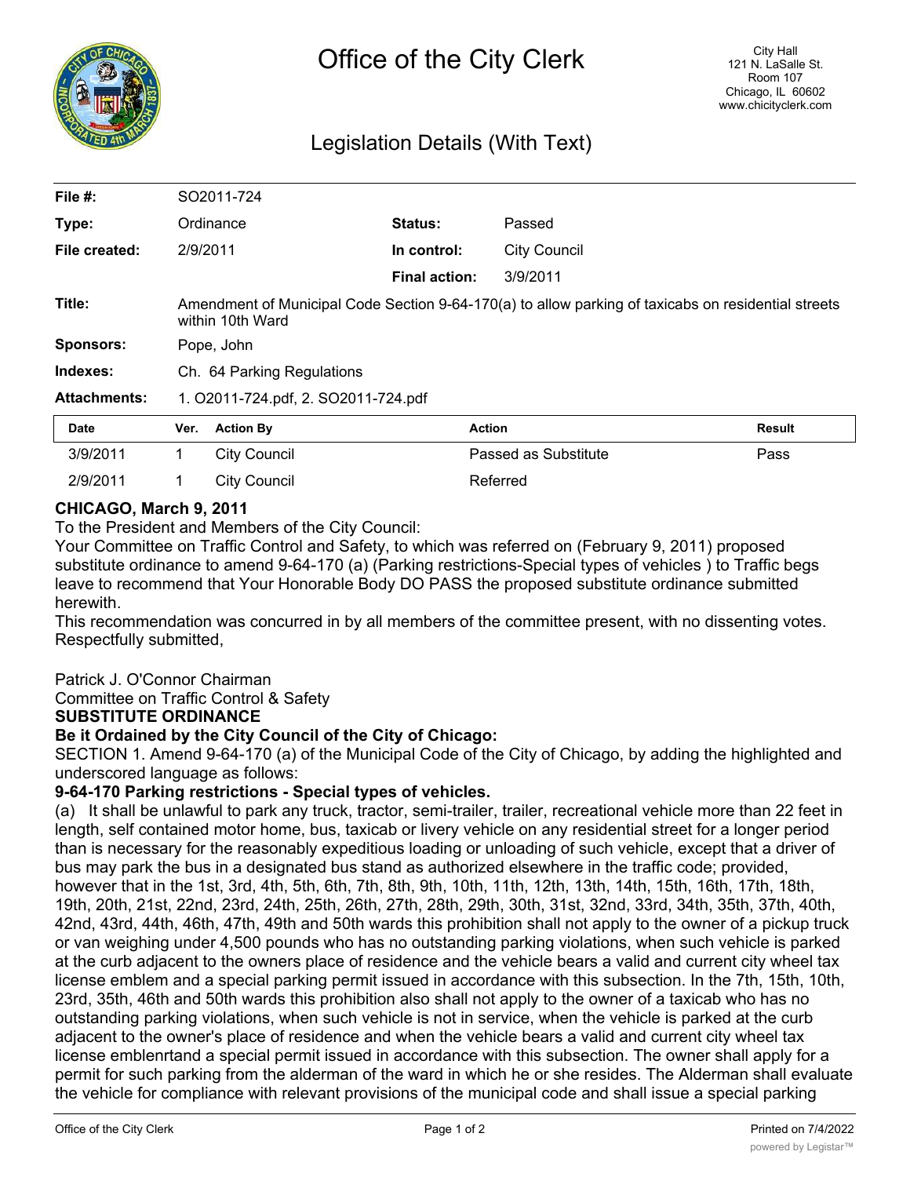# Office of the City Clerk

City Hall
121 N. LaSalle St.
Room 107
Chicago, IL 60602
www.chicityclerk.com

## Legislation Details (With Text)

| | | | |
|---|---|---|---|
| **File #:** | SO2011-724 | | |
| **Type:** | Ordinance | **Status:** | Passed |
| **File created:** | 2/9/2011 | **In control:** | City Council |
| | | **Final action:** | 3/9/2011 |
| **Title:** | Amendment of Municipal Code Section 9-64-170(a) to allow parking of taxicabs on residential streets within 10th Ward | | |
| **Sponsors:** | Pope, John | | |
| **Indexes:** | Ch. 64 Parking Regulations | | |
| **Attachments:** | 1. O2011-724.pdf, 2. SO2011-724.pdf | | |

| Date | Ver. | Action By | Action | Result |
|---|---|---|---|---|
| 3/9/2011 | 1 | City Council | Passed as Substitute | Pass |
| 2/9/2011 | 1 | City Council | Referred | |

**CHICAGO, March 9, 2011**

To the President and Members of the City Council:

Your Committee on Traffic Control and Safety, to which was referred on (February 9, 2011) proposed substitute ordinance to amend 9-64-170 (a) (Parking restrictions-Special types of vehicles ) to Traffic begs leave to recommend that Your Honorable Body DO PASS the proposed substitute ordinance submitted herewith.

This recommendation was concurred in by all members of the committee present, with no dissenting votes.

Respectfully submitted,

Patrick J. O'Connor Chairman
Committee on Traffic Control & Safety

**SUBSTITUTE ORDINANCE**

**Be it Ordained by the City Council of the City of Chicago:**

SECTION 1. Amend 9-64-170 (a) of the Municipal Code of the City of Chicago, by adding the highlighted and underscored language as follows:

**9-64-170 Parking restrictions - Special types of vehicles.**

(a) It shall be unlawful to park any truck, tractor, semi-trailer, trailer, recreational vehicle more than 22 feet in length, self contained motor home, bus, taxicab or livery vehicle on any residential street for a longer period than is necessary for the reasonably expeditious loading or unloading of such vehicle, except that a driver of bus may park the bus in a designated bus stand as authorized elsewhere in the traffic code; provided, however that in the 1st, 3rd, 4th, 5th, 6th, 7th, 8th, 9th, 10th, 11th, 12th, 13th, 14th, 15th, 16th, 17th, 18th, 19th, 20th, 21st, 22nd, 23rd, 24th, 25th, 26th, 27th, 28th, 29th, 30th, 31st, 32nd, 33rd, 34th, 35th, 37th, 40th, 42nd, 43rd, 44th, 46th, 47th, 49th and 50th wards this prohibition shall not apply to the owner of a pickup truck or van weighing under 4,500 pounds who has no outstanding parking violations, when such vehicle is parked at the curb adjacent to the owners place of residence and the vehicle bears a valid and current city wheel tax license emblem and a special parking permit issued in accordance with this subsection. In the 7th, 15th, 10th, 23rd, 35th, 46th and 50th wards this prohibition also shall not apply to the owner of a taxicab who has no outstanding parking violations, when such vehicle is not in service, when the vehicle is parked at the curb adjacent to the owner's place of residence and when the vehicle bears a valid and current city wheel tax license emblenrtand a special permit issued in accordance with this subsection. The owner shall apply for a permit for such parking from the alderman of the ward in which he or she resides. The Alderman shall evaluate the vehicle for compliance with relevant provisions of the municipal code and shall issue a special parking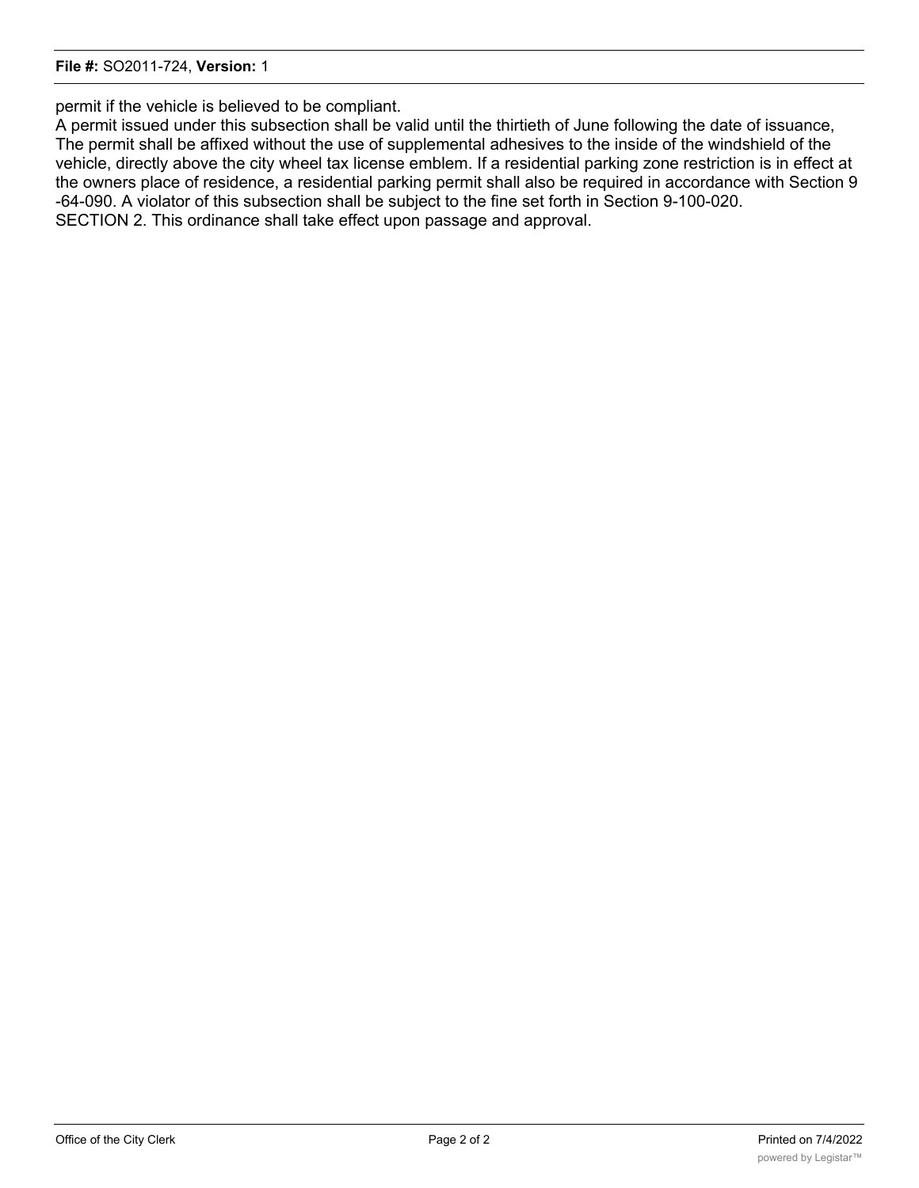permit if the vehicle is believed to be compliant.

A permit issued under this subsection shall be valid until the thirtieth of June following the date of issuance, The permit shall be affixed without the use of supplemental adhesives to the inside of the windshield of the vehicle, directly above the city wheel tax license emblem. If a residential parking zone restriction is in effect at the owners place of residence, a residential parking permit shall also be required in accordance with Section 9-64-090. A violator of this subsection shall be subject to the fine set forth in Section 9-100-020.

SECTION 2. This ordinance shall take effect upon passage and approval.